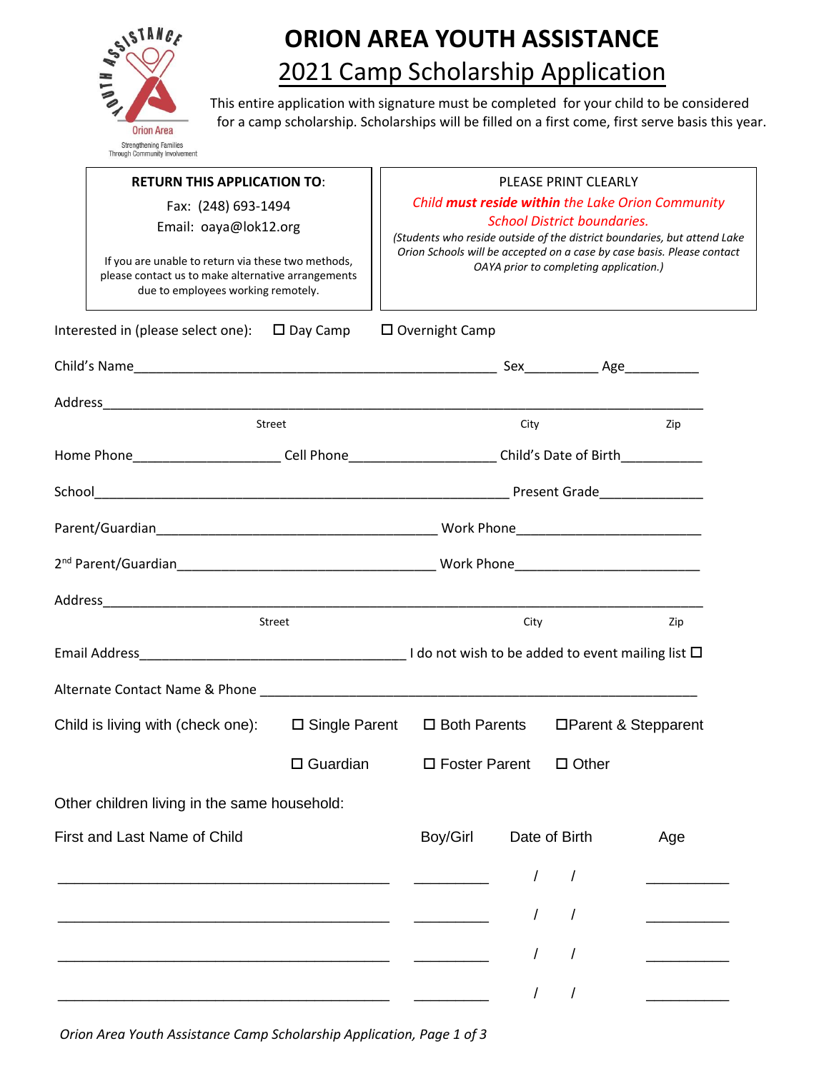# ORION AREA YOUTH ASSISTANCE

## 2021 Camp Scholarship Application

This entire application with signature must be completed for your child to be considered for a camp scholarship. Scholarships will be filled on a first come, first serve basis this year.

**RETURN THIS APPLICATION TO**:

Fax: (248) 693-1494

Email: oaya@lok12.org

If you are unable to return via these two methods, please contact us to make alternative arrangements due to employees working remotely.

PLEASE PRINT CLEARLY

*Child **must reside within** the Lake Orion Community School District boundaries.*

*(Students who reside outside of the district boundaries, but attend Lake Orion Schools will be accepted on a case by case basis. Please contact OAYA prior to completing application.)*

Interested in (please select one): ☐ Day Camp ☐ Overnight Camp

Child's Name__________________________________________________ Sex__________ Age__________

Address____________________________________________________________________________________

Street City Zip

Home Phone____________________ Cell Phone____________________ Child's Date of Birth___________

School__________________________________________________________ Present Grade______________

Parent/Guardian______________________________________ Work Phone_________________________

2nd Parent/Guardian__________________________________ Work Phone_________________________

Address____________________________________________________________________________________

Street City Zip

Email Address____________________________________ I do not wish to be added to event mailing list ☐

Alternate Contact Name & Phone _____________________________________________________________

Child is living with (check one): ☐ Single Parent ☐ Both Parents ☐ Parent & Stepparent

☐ Guardian ☐ Foster Parent ☐ Other

Other children living in the same household:

| First and Last Name of Child | Boy/Girl | Date of Birth | Age |
|---|---|---|---|
| ___________________________________ | _________ | / / | __________ |
| ___________________________________ | _________ | / / | __________ |
| ___________________________________ | _________ | / / | __________ |
| ___________________________________ | _________ | / / | __________ |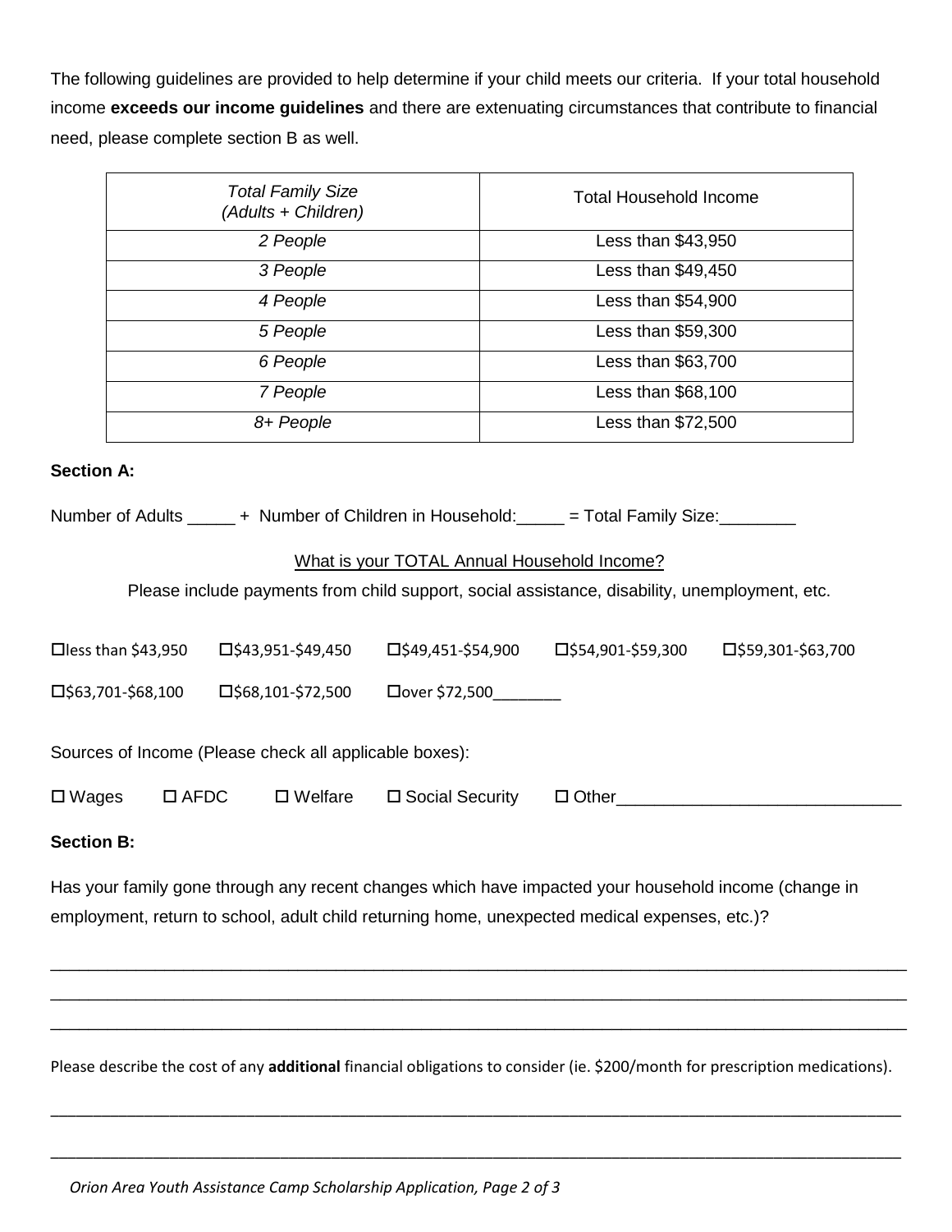The following guidelines are provided to help determine if your child meets our criteria. If your total household income **exceeds our income guidelines** and there are extenuating circumstances that contribute to financial need, please complete section B as well.

| *Total Family Size (Adults + Children)* | Total Household Income |
|---|---|
| *2 People* | Less than $43,950 |
| *3 People* | Less than $49,450 |
| *4 People* | Less than $54,900 |
| *5 People* | Less than $59,300 |
| *6 People* | Less than $63,700 |
| *7 People* | Less than $68,100 |
| *8+ People* | Less than $72,500 |

**Section A:**

Number of Adults _____ + Number of Children in Household:_____ = Total Family Size:________

What is your TOTAL Annual Household Income?

Please include payments from child support, social assistance, disability, unemployment, etc.

☐less than $43,950 ☐$43,951-$49,450 ☐$49,451-$54,900 ☐$54,901-$59,300 ☐$59,301-$63,700

☐$63,701-$68,100 ☐$68,101-$72,500 ☐over $72,500________

Sources of Income (Please check all applicable boxes):

☐ Wages ☐ AFDC ☐ Welfare ☐ Social Security ☐ Other______________________________

**Section B:**

Has your family gone through any recent changes which have impacted your household income (change in employment, return to school, adult child returning home, unexpected medical expenses, etc.)?

_____________________________________________________________________________________________

_____________________________________________________________________________________________

_____________________________________________________________________________________________

Please describe the cost of any **additional** financial obligations to consider (ie. $200/month for prescription medications).

_____________________________________________________________________________________________

_____________________________________________________________________________________________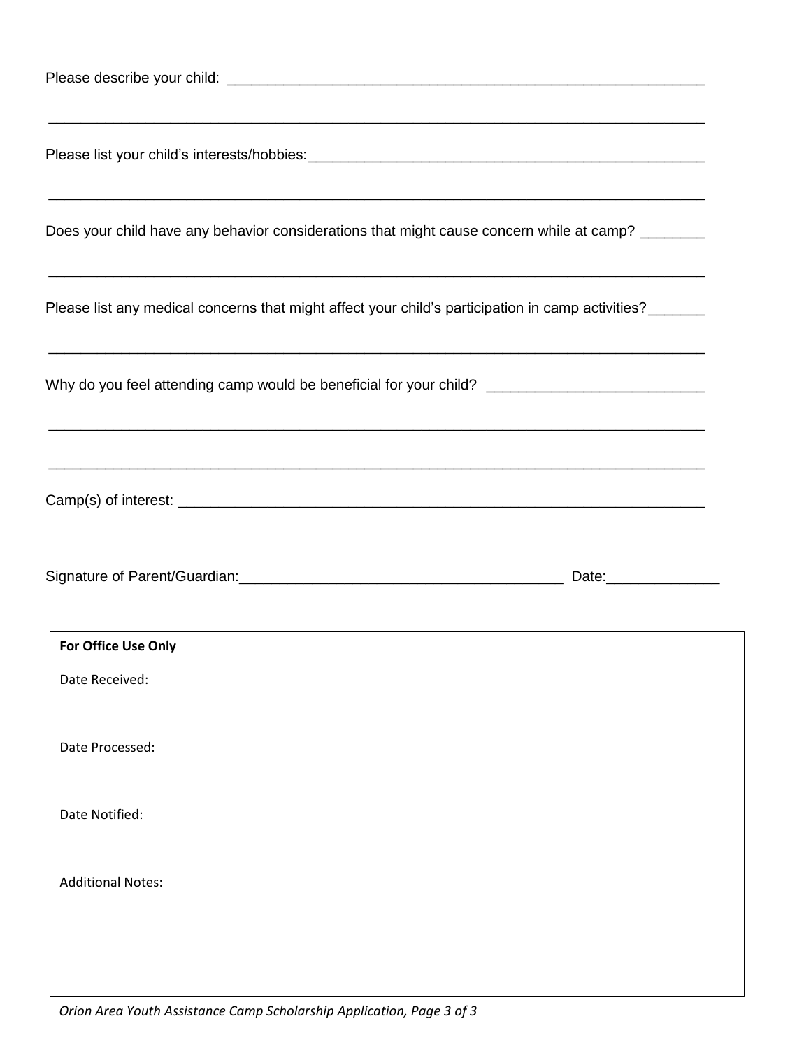Please describe your child: ____________________________________________________________

________________________________________________________________________________

Please list your child's interests/hobbies:__________________________________________________

________________________________________________________________________________

Does your child have any behavior considerations that might cause concern while at camp? ________

________________________________________________________________________________

Please list any medical concerns that might affect your child's participation in camp activities?_______

________________________________________________________________________________

Why do you feel attending camp would be beneficial for your child? ___________________________

________________________________________________________________________________

________________________________________________________________________________

Camp(s) of interest: ____________________________________________________________________

Signature of Parent/Guardian:_________________________________________ Date:______________

**For Office Use Only**

Date Received:

Date Processed:

Date Notified:

Additional Notes: